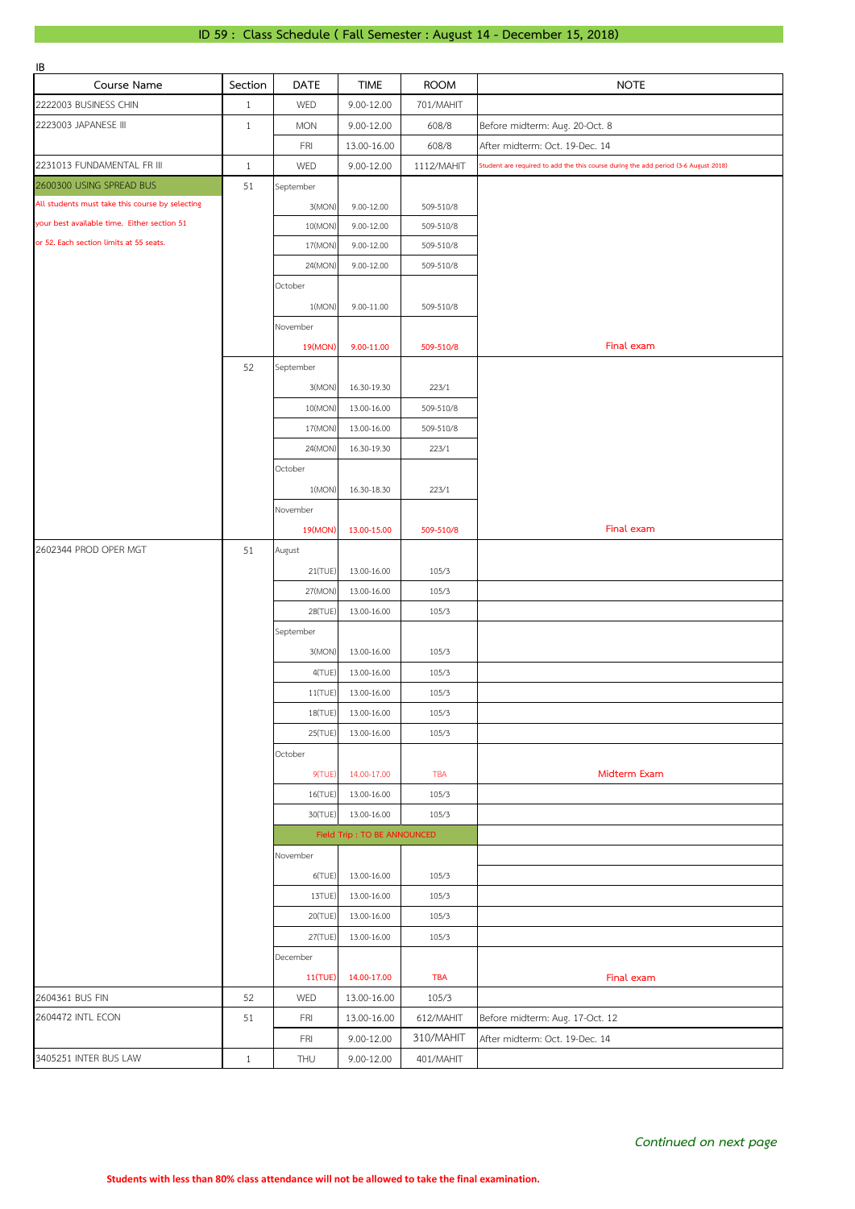# ID 59 : Class Schedule ( Fall Semester : August 14 - December 15, 2018)

IB

| Course Name | Section | DATE | TIME | ROOM | NOTE |
|---|---|---|---|---|---|
| 2222003 BUSINESS CHIN | 1 | WED | 9.00-12.00 | 701/MAHIT | |
| 2223003 JAPANESE III | 1 | MON | 9.00-12.00 | 608/8 | Before midterm: Aug. 20-Oct. 8 |
| | | FRI | 13.00-16.00 | 608/8 | After midterm: Oct. 19-Dec. 14 |
| 2231013 FUNDAMENTAL FR III | 1 | WED | 9.00-12.00 | 1112/MAHIT | Student are required to add the this course during the add period (3-6 August 2018) |
| 2600300 USING SPREAD BUS | 51 | September | | | |
| All students must take this course by selecting | | 3(MON) | 9.00-12.00 | 509-510/8 | |
| your best available time. Either section 51 | | 10(MON) | 9.00-12.00 | 509-510/8 | |
| or 52. Each section limits at 55 seats. | | 17(MON) | 9.00-12.00 | 509-510/8 | |
| | | 24(MON) | 9.00-12.00 | 509-510/8 | |
| | | October | | | |
| | | 1(MON) | 9.00-11.00 | 509-510/8 | |
| | | November | | | |
| | | 19(MON) | 9.00-11.00 | 509-510/8 | Final exam |
| | 52 | September | | | |
| | | 3(MON) | 16.30-19.30 | 223/1 | |
| | | 10(MON) | 13.00-16.00 | 509-510/8 | |
| | | 17(MON) | 13.00-16.00 | 509-510/8 | |
| | | 24(MON) | 16.30-19.30 | 223/1 | |
| | | October | | | |
| | | 1(MON) | 16.30-18.30 | 223/1 | |
| | | November | | | |
| | | 19(MON) | 13.00-15.00 | 509-510/8 | Final exam |
| 2602344 PROD OPER MGT | 51 | August | | | |
| | | 21(TUE) | 13.00-16.00 | 105/3 | |
| | | 27(MON) | 13.00-16.00 | 105/3 | |
| | | 28(TUE) | 13.00-16.00 | 105/3 | |
| | | September | | | |
| | | 3(MON) | 13.00-16.00 | 105/3 | |
| | | 4(TUE) | 13.00-16.00 | 105/3 | |
| | | 11(TUE) | 13.00-16.00 | 105/3 | |
| | | 18(TUE) | 13.00-16.00 | 105/3 | |
| | | 25(TUE) | 13.00-16.00 | 105/3 | |
| | | October | | | |
| | | 9(TUE) | 14.00-17.00 | TBA | Midterm Exam |
| | | 16(TUE) | 13.00-16.00 | 105/3 | |
| | | 30(TUE) | 13.00-16.00 | 105/3 | |
| | | Field Trip : TO BE ANNOUNCED | | | |
| | | November | | | |
| | | 6(TUE) | 13.00-16.00 | 105/3 | |
| | | 13TUE) | 13.00-16.00 | 105/3 | |
| | | 20(TUE) | 13.00-16.00 | 105/3 | |
| | | 27(TUE) | 13.00-16.00 | 105/3 | |
| | | December | | | |
| | | 11(TUE) | 14.00-17.00 | TBA | Final exam |
| 2604361 BUS FIN | 52 | WED | 13.00-16.00 | 105/3 | |
| 2604472 INTL ECON | 51 | FRI | 13.00-16.00 | 612/MAHIT | Before midterm: Aug. 17-Oct. 12 |
| | | FRI | 9.00-12.00 | 310/MAHIT | After midterm: Oct. 19-Dec. 14 |
| 3405251 INTER BUS LAW | 1 | THU | 9.00-12.00 | 401/MAHIT | |

*Continued on next page*

**Students with less than 80% class attendance will not be allowed to take the final examination.**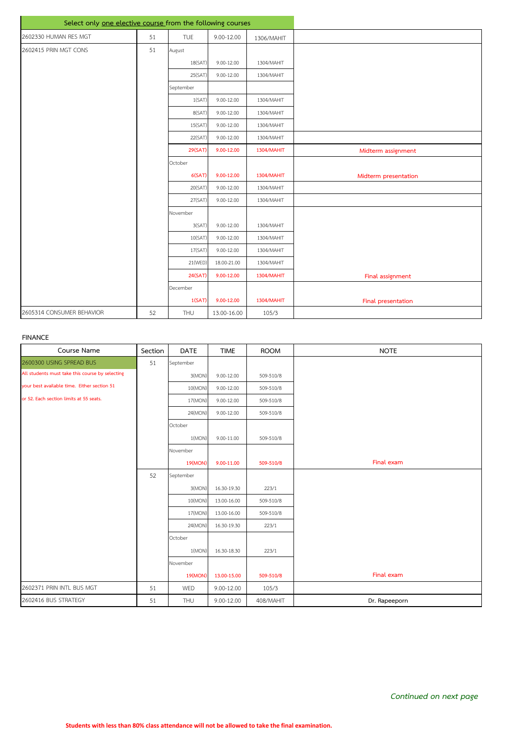| Select only one elective course from the following courses | | | | | |
|---|---|---|---|---|---|
| 2602330 HUMAN RES MGT | 51 | TUE | 9.00-12.00 | 1306/MAHIT | |
| 2602415 PRIN MGT CONS | 51 | August | | | |
| | | 18(SAT) | 9.00-12.00 | 1304/MAHIT | |
| | | 25(SAT) | 9.00-12.00 | 1304/MAHIT | |
| | | September | | | |
| | | 1(SAT) | 9.00-12.00 | 1304/MAHIT | |
| | | 8(SAT) | 9.00-12.00 | 1304/MAHIT | |
| | | 15(SAT) | 9.00-12.00 | 1304/MAHIT | |
| | | 22(SAT) | 9.00-12.00 | 1304/MAHIT | |
| | | 29(SAT) | 9.00-12.00 | 1304/MAHIT | Midterm assignment |
| | | October | | | |
| | | 6(SAT) | 9.00-12.00 | 1304/MAHIT | Midterm presentation |
| | | 20(SAT) | 9.00-12.00 | 1304/MAHIT | |
| | | 27(SAT) | 9.00-12.00 | 1304/MAHIT | |
| | | November | | | |
| | | 3(SAT) | 9.00-12.00 | 1304/MAHIT | |
| | | 10(SAT) | 9.00-12.00 | 1304/MAHIT | |
| | | 17(SAT) | 9.00-12.00 | 1304/MAHIT | |
| | | 21(WED) | 18.00-21.00 | 1304/MAHIT | |
| | | 24(SAT) | 9.00-12.00 | 1304/MAHIT | Final assignment |
| | | December | | | |
| | | 1(SAT) | 9.00-12.00 | 1304/MAHIT | Final presentation |
| 2605314 CONSUMER BEHAVIOR | 52 | THU | 13.00-16.00 | 105/3 | |

FINANCE

| Course Name | Section | DATE | TIME | ROOM | NOTE |
|---|---|---|---|---|---|
| 2600300 USING SPREAD BUS | 51 | September | | | |
| All students must take this course by selecting | | 3(MON) | 9.00-12.00 | 509-510/8 | |
| your best available time. Either section 51 | | 10(MON) | 9.00-12.00 | 509-510/8 | |
| or 52. Each section limits at 55 seats. | | 17(MON) | 9.00-12.00 | 509-510/8 | |
| | | 24(MON) | 9.00-12.00 | 509-510/8 | |
| | | October | | | |
| | | 1(MON) | 9.00-11.00 | 509-510/8 | |
| | | November | | | |
| | | 19(MON) | 9.00-11.00 | 509-510/8 | Final exam |
| | 52 | September | | | |
| | | 3(MON) | 16.30-19.30 | 223/1 | |
| | | 10(MON) | 13.00-16.00 | 509-510/8 | |
| | | 17(MON) | 13.00-16.00 | 509-510/8 | |
| | | 24(MON) | 16.30-19.30 | 223/1 | |
| | | October | | | |
| | | 1(MON) | 16.30-18.30 | 223/1 | |
| | | November | | | |
| | | 19(MON) | 13.00-15.00 | 509-510/8 | Final exam |
| 2602371 PRIN INTL BUS MGT | 51 | WED | 9.00-12.00 | 105/3 | |
| 2602416 BUS STRATEGY | 51 | THU | 9.00-12.00 | 408/MAHIT | Dr. Rapeeporn |

*Continued on next page*

**Students with less than 80% class attendance will not be allowed to take the final examination.**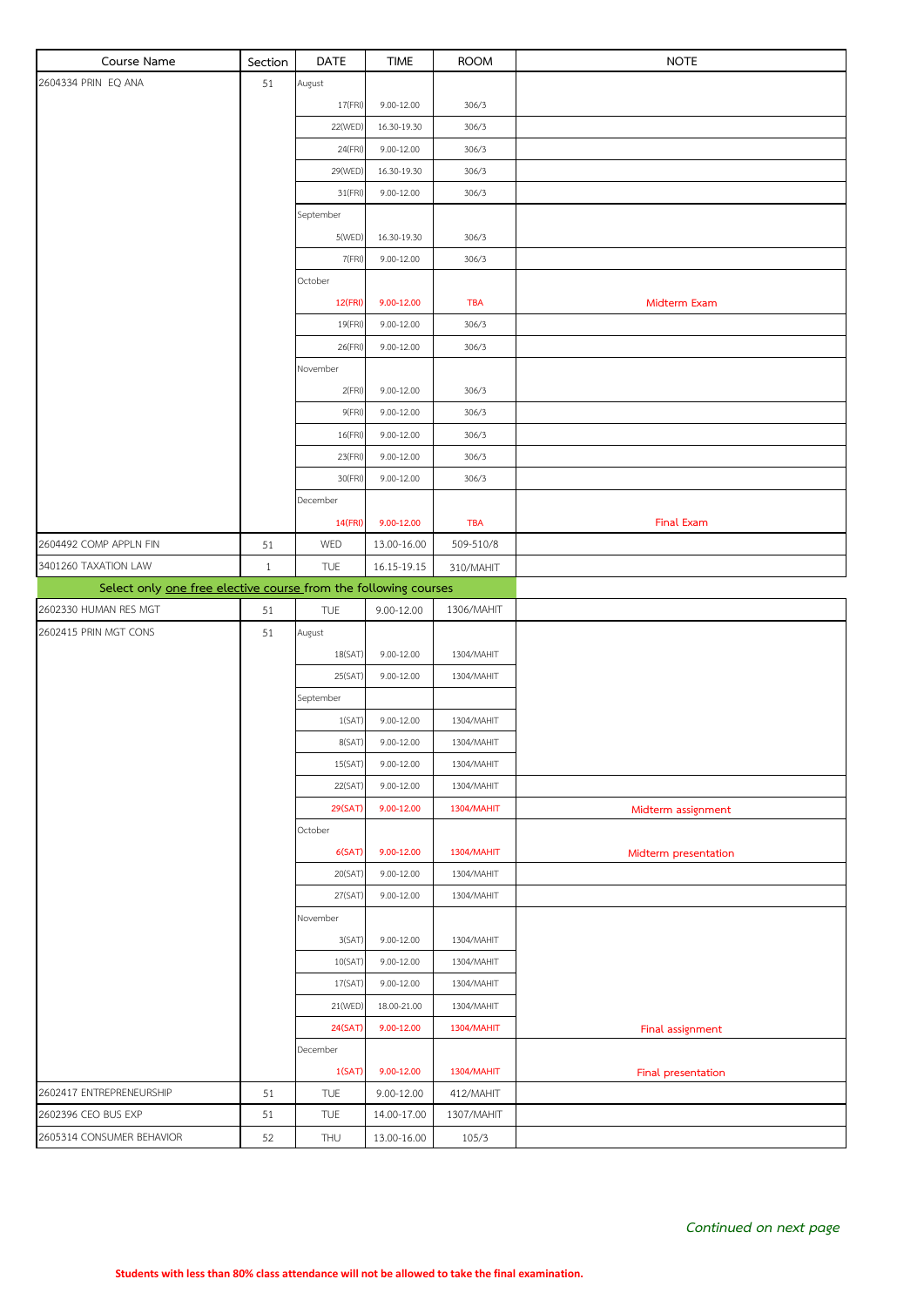| Course Name | Section | DATE | TIME | ROOM | NOTE |
|---|---|---|---|---|---|
| 2604334 PRIN EQ ANA | 51 | August | | | |
| | | 17(FRI) | 9.00-12.00 | 306/3 | |
| | | 22(WED) | 16.30-19.30 | 306/3 | |
| | | 24(FRI) | 9.00-12.00 | 306/3 | |
| | | 29(WED) | 16.30-19.30 | 306/3 | |
| | | 31(FRI) | 9.00-12.00 | 306/3 | |
| | | September | | | |
| | | 5(WED) | 16.30-19.30 | 306/3 | |
| | | 7(FRI) | 9.00-12.00 | 306/3 | |
| | | October | | | |
| | | 12(FRI) | 9.00-12.00 | TBA | Midterm Exam |
| | | 19(FRI) | 9.00-12.00 | 306/3 | |
| | | 26(FRI) | 9.00-12.00 | 306/3 | |
| | | November | | | |
| | | 2(FRI) | 9.00-12.00 | 306/3 | |
| | | 9(FRI) | 9.00-12.00 | 306/3 | |
| | | 16(FRI) | 9.00-12.00 | 306/3 | |
| | | 23(FRI) | 9.00-12.00 | 306/3 | |
| | | 30(FRI) | 9.00-12.00 | 306/3 | |
| | | December | | | |
| | | 14(FRI) | 9.00-12.00 | TBA | Final Exam |
| 2604492 COMP APPLN FIN | 51 | WED | 13.00-16.00 | 509-510/8 | |
| 3401260 TAXATION LAW | 1 | TUE | 16.15-19.15 | 310/MAHIT | |
| Select only one free elective course from the following courses | | | | | |
| 2602330 HUMAN RES MGT | 51 | TUE | 9.00-12.00 | 1306/MAHIT | |
| 2602415 PRIN MGT CONS | 51 | August | | | |
| | | 18(SAT) | 9.00-12.00 | 1304/MAHIT | |
| | | 25(SAT) | 9.00-12.00 | 1304/MAHIT | |
| | | September | | | |
| | | 1(SAT) | 9.00-12.00 | 1304/MAHIT | |
| | | 8(SAT) | 9.00-12.00 | 1304/MAHIT | |
| | | 15(SAT) | 9.00-12.00 | 1304/MAHIT | |
| | | 22(SAT) | 9.00-12.00 | 1304/MAHIT | |
| | | 29(SAT) | 9.00-12.00 | 1304/MAHIT | Midterm assignment |
| | | October | | | |
| | | 6(SAT) | 9.00-12.00 | 1304/MAHIT | Midterm presentation |
| | | 20(SAT) | 9.00-12.00 | 1304/MAHIT | |
| | | 27(SAT) | 9.00-12.00 | 1304/MAHIT | |
| | | November | | | |
| | | 3(SAT) | 9.00-12.00 | 1304/MAHIT | |
| | | 10(SAT) | 9.00-12.00 | 1304/MAHIT | |
| | | 17(SAT) | 9.00-12.00 | 1304/MAHIT | |
| | | 21(WED) | 18.00-21.00 | 1304/MAHIT | |
| | | 24(SAT) | 9.00-12.00 | 1304/MAHIT | Final assignment |
| | | December | | | |
| | | 1(SAT) | 9.00-12.00 | 1304/MAHIT | Final presentation |
| 2602417 ENTREPRENEURSHIP | 51 | TUE | 9.00-12.00 | 412/MAHIT | |
| 2602396 CEO BUS EXP | 51 | TUE | 14.00-17.00 | 1307/MAHIT | |
| 2605314 CONSUMER BEHAVIOR | 52 | THU | 13.00-16.00 | 105/3 | |

*Continued on next page*

**Students with less than 80% class attendance will not be allowed to take the final examination.**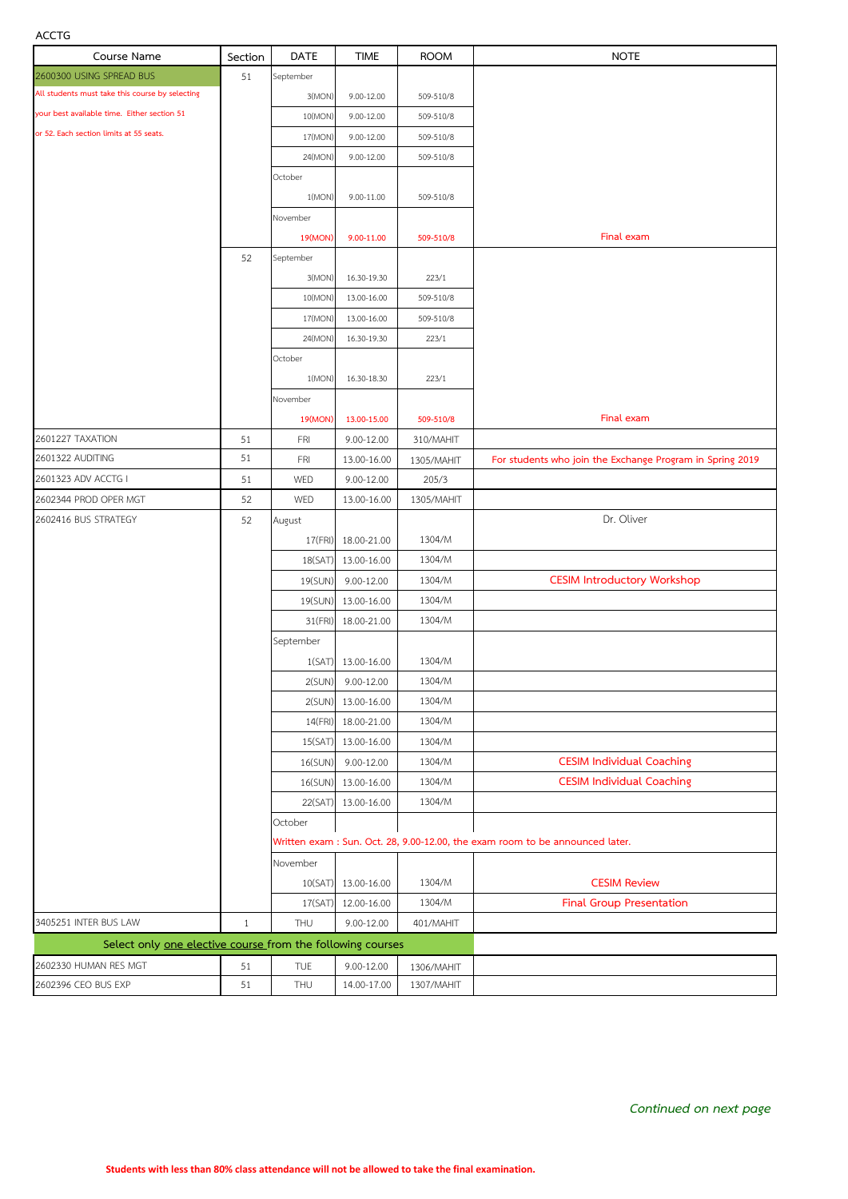ACCTG

| Course Name | Section | DATE | TIME | ROOM | NOTE |
|---|---|---|---|---|---|
| 2600300 USING SPREAD BUS | 51 | September | | | |
| All students must take this course by selecting | | 3(MON) | 9.00-12.00 | 509-510/8 | |
| your best available time. Either section 51 | | 10(MON) | 9.00-12.00 | 509-510/8 | |
| or 52. Each section limits at 55 seats. | | 17(MON) | 9.00-12.00 | 509-510/8 | |
| | | 24(MON) | 9.00-12.00 | 509-510/8 | |
| | | October | | | |
| | | 1(MON) | 9.00-11.00 | 509-510/8 | |
| | | November | | | |
| | | 19(MON) | 9.00-11.00 | 509-510/8 | Final exam |
| | 52 | September | | | |
| | | 3(MON) | 16.30-19.30 | 223/1 | |
| | | 10(MON) | 13.00-16.00 | 509-510/8 | |
| | | 17(MON) | 13.00-16.00 | 509-510/8 | |
| | | 24(MON) | 16.30-19.30 | 223/1 | |
| | | October | | | |
| | | 1(MON) | 16.30-18.30 | 223/1 | |
| | | November | | | |
| | | 19(MON) | 13.00-15.00 | 509-510/8 | Final exam |
| 2601227 TAXATION | 51 | FRI | 9.00-12.00 | 310/MAHIT | |
| 2601322 AUDITING | 51 | FRI | 13.00-16.00 | 1305/MAHIT | For students who join the Exchange Program in Spring 2019 |
| 2601323 ADV ACCTG I | 51 | WED | 9.00-12.00 | 205/3 | |
| 2602344 PROD OPER MGT | 52 | WED | 13.00-16.00 | 1305/MAHIT | |
| 2602416 BUS STRATEGY | 52 | August | | | Dr. Oliver |
| | | 17(FRI) | 18.00-21.00 | 1304/M | |
| | | 18(SAT) | 13.00-16.00 | 1304/M | |
| | | 19(SUN) | 9.00-12.00 | 1304/M | CESIM Introductory Workshop |
| | | 19(SUN) | 13.00-16.00 | 1304/M | |
| | | 31(FRI) | 18.00-21.00 | 1304/M | |
| | | September | | | |
| | | 1(SAT) | 13.00-16.00 | 1304/M | |
| | | 2(SUN) | 9.00-12.00 | 1304/M | |
| | | 2(SUN) | 13.00-16.00 | 1304/M | |
| | | 14(FRI) | 18.00-21.00 | 1304/M | |
| | | 15(SAT) | 13.00-16.00 | 1304/M | |
| | | 16(SUN) | 9.00-12.00 | 1304/M | CESIM Individual Coaching |
| | | 16(SUN) | 13.00-16.00 | 1304/M | CESIM Individual Coaching |
| | | 22(SAT) | 13.00-16.00 | 1304/M | |
| | | October | | | |
| | | Written exam : Sun. Oct. 28, 9.00-12.00, the exam room to be announced later. | | | |
| | | November | | | |
| | | 10(SAT) | 13.00-16.00 | 1304/M | CESIM Review |
| | | 17(SAT) | 12.00-16.00 | 1304/M | Final Group Presentation |
| 3405251 INTER BUS LAW | 1 | THU | 9.00-12.00 | 401/MAHIT | |
| Select only one elective course from the following courses | | | | | |
| 2602330 HUMAN RES MGT | 51 | TUE | 9.00-12.00 | 1306/MAHIT | |
| 2602396 CEO BUS EXP | 51 | THU | 14.00-17.00 | 1307/MAHIT | |

*Continued on next page*

**Students with less than 80% class attendance will not be allowed to take the final examination.**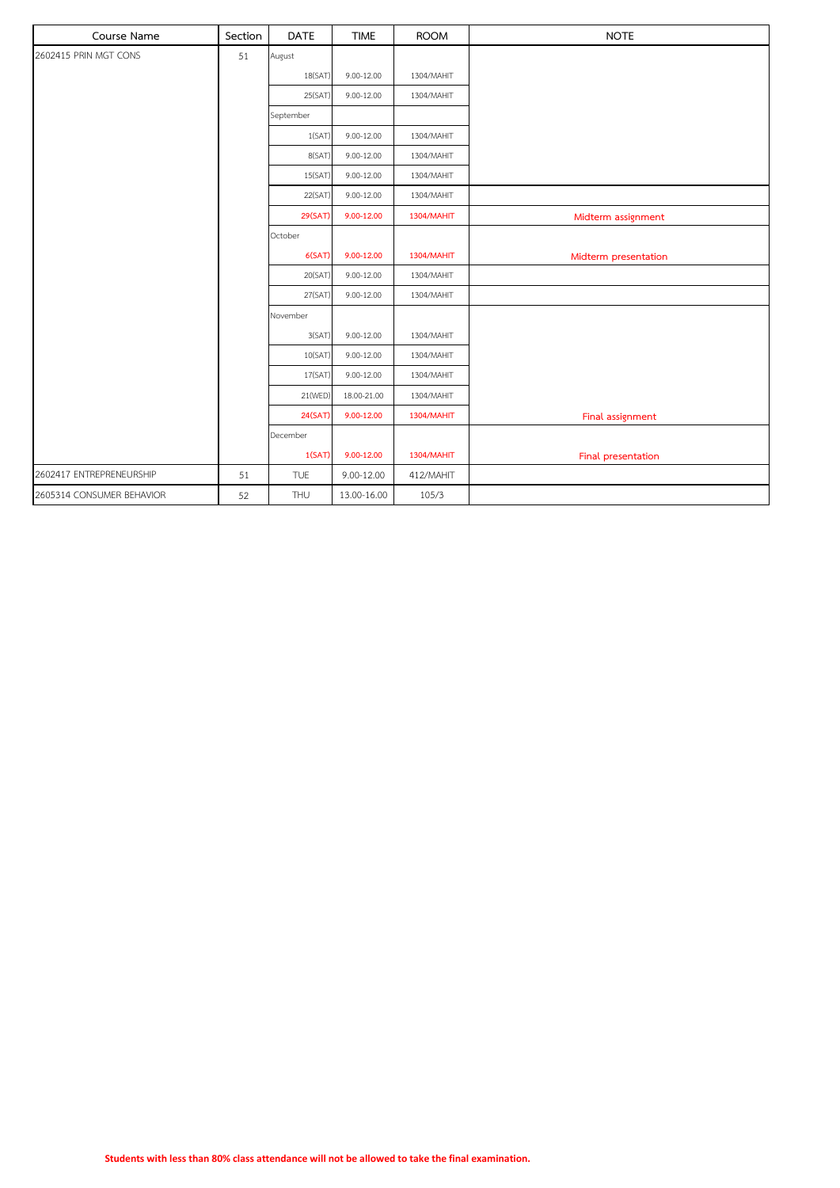| Course Name | Section | DATE | TIME | ROOM | NOTE |
|---|---|---|---|---|---|
| 2602415 PRIN MGT CONS | 51 | August | | | |
| | | 18(SAT) | 9.00-12.00 | 1304/MAHIT | |
| | | 25(SAT) | 9.00-12.00 | 1304/MAHIT | |
| | | September | | | |
| | | 1(SAT) | 9.00-12.00 | 1304/MAHIT | |
| | | 8(SAT) | 9.00-12.00 | 1304/MAHIT | |
| | | 15(SAT) | 9.00-12.00 | 1304/MAHIT | |
| | | 22(SAT) | 9.00-12.00 | 1304/MAHIT | |
| | | 29(SAT) | 9.00-12.00 | 1304/MAHIT | Midterm assignment |
| | | October | | | |
| | | 6(SAT) | 9.00-12.00 | 1304/MAHIT | Midterm presentation |
| | | 20(SAT) | 9.00-12.00 | 1304/MAHIT | |
| | | 27(SAT) | 9.00-12.00 | 1304/MAHIT | |
| | | November | | | |
| | | 3(SAT) | 9.00-12.00 | 1304/MAHIT | |
| | | 10(SAT) | 9.00-12.00 | 1304/MAHIT | |
| | | 17(SAT) | 9.00-12.00 | 1304/MAHIT | |
| | | 21(WED) | 18.00-21.00 | 1304/MAHIT | |
| | | 24(SAT) | 9.00-12.00 | 1304/MAHIT | Final assignment |
| | | December | | | |
| | | 1(SAT) | 9.00-12.00 | 1304/MAHIT | Final presentation |
| 2602417 ENTREPRENEURSHIP | 51 | TUE | 9.00-12.00 | 412/MAHIT | |
| 2605314 CONSUMER BEHAVIOR | 52 | THU | 13.00-16.00 | 105/3 | |

**Students with less than 80% class attendance will not be allowed to take the final examination.**